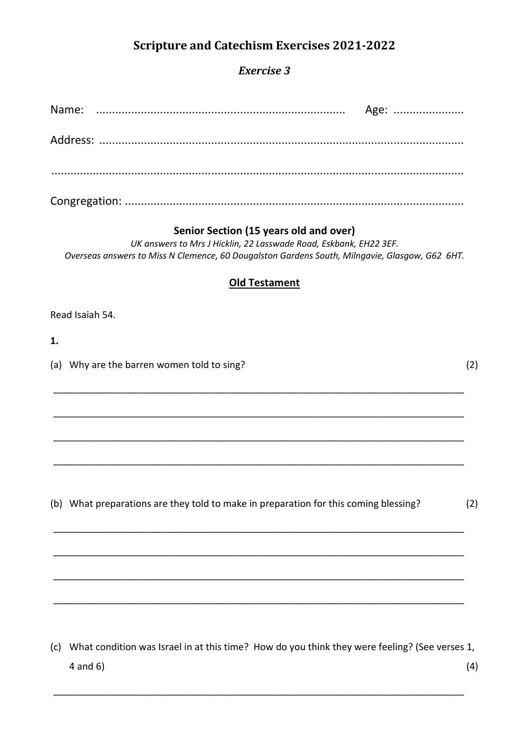# Scripture and Catechism Exercises 2021-2022

## *Exercise 3*

Name: ............................................................................ Age: ......................

Address: ..................................................................................................................

..................................................................................................................................

Congregation: ..........................................................................................................

### Senior Section (15 years old and over)

*UK answers to Mrs J Hicklin, 22 Lasswade Road, Eskbank, EH22 3EF.*
*Overseas answers to Miss N Clemence, 60 Dougalston Gardens South, Milngavie, Glasgow, G62 6HT.*

### Old Testament

Read Isaiah 54.

**1.**

(a) Why are the barren women told to sing? (2)

___________________________________________________________________________

___________________________________________________________________________

___________________________________________________________________________

___________________________________________________________________________

(b) What preparations are they told to make in preparation for this coming blessing? (2)

___________________________________________________________________________

___________________________________________________________________________

___________________________________________________________________________

___________________________________________________________________________

(c) What condition was Israel in at this time? How do you think they were feeling? (See verses 1, 4 and 6) (4)

___________________________________________________________________________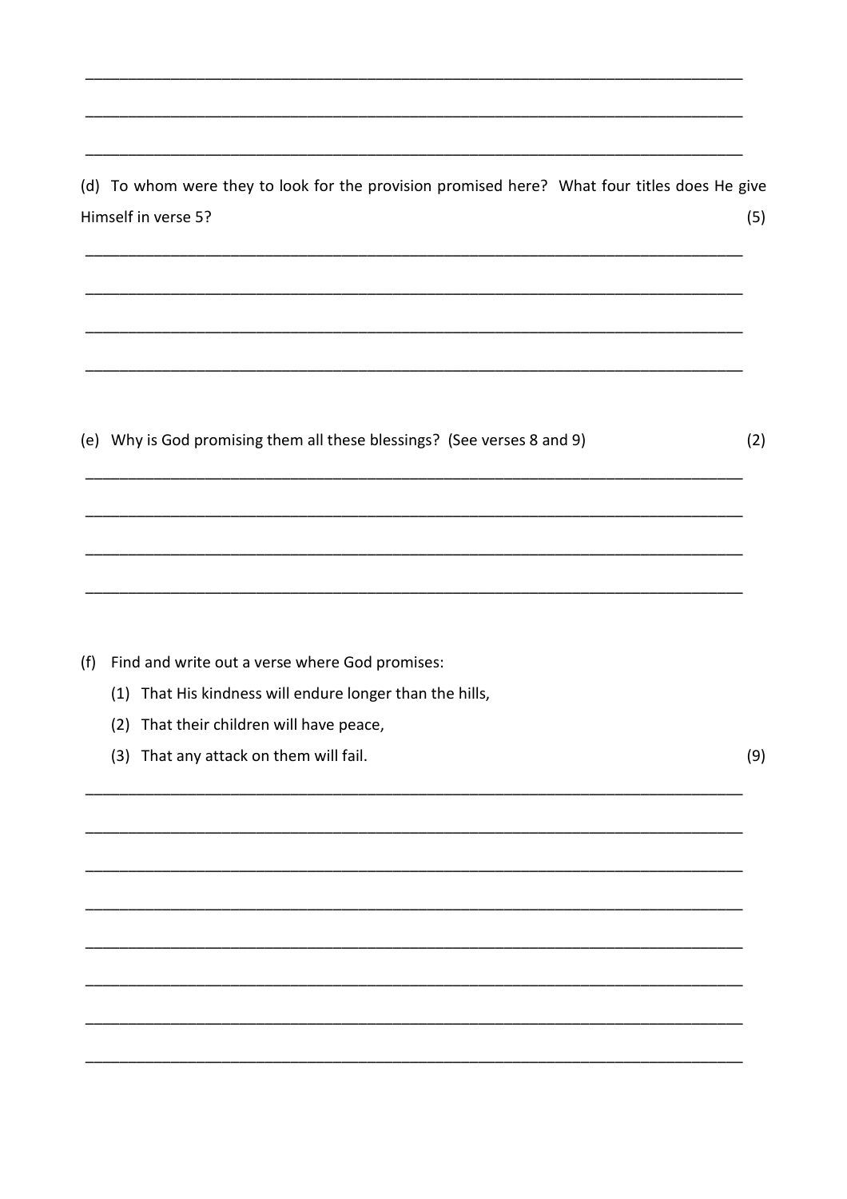(d) To whom were they to look for the provision promised here? What four titles does He give Himself in verse 5? (5)

(e) Why is God promising them all these blessings? (See verses 8 and 9) (2)

(f) Find and write out a verse where God promises:

(1) That His kindness will endure longer than the hills,

(2) That their children will have peace,

(3) That any attack on them will fail. (9)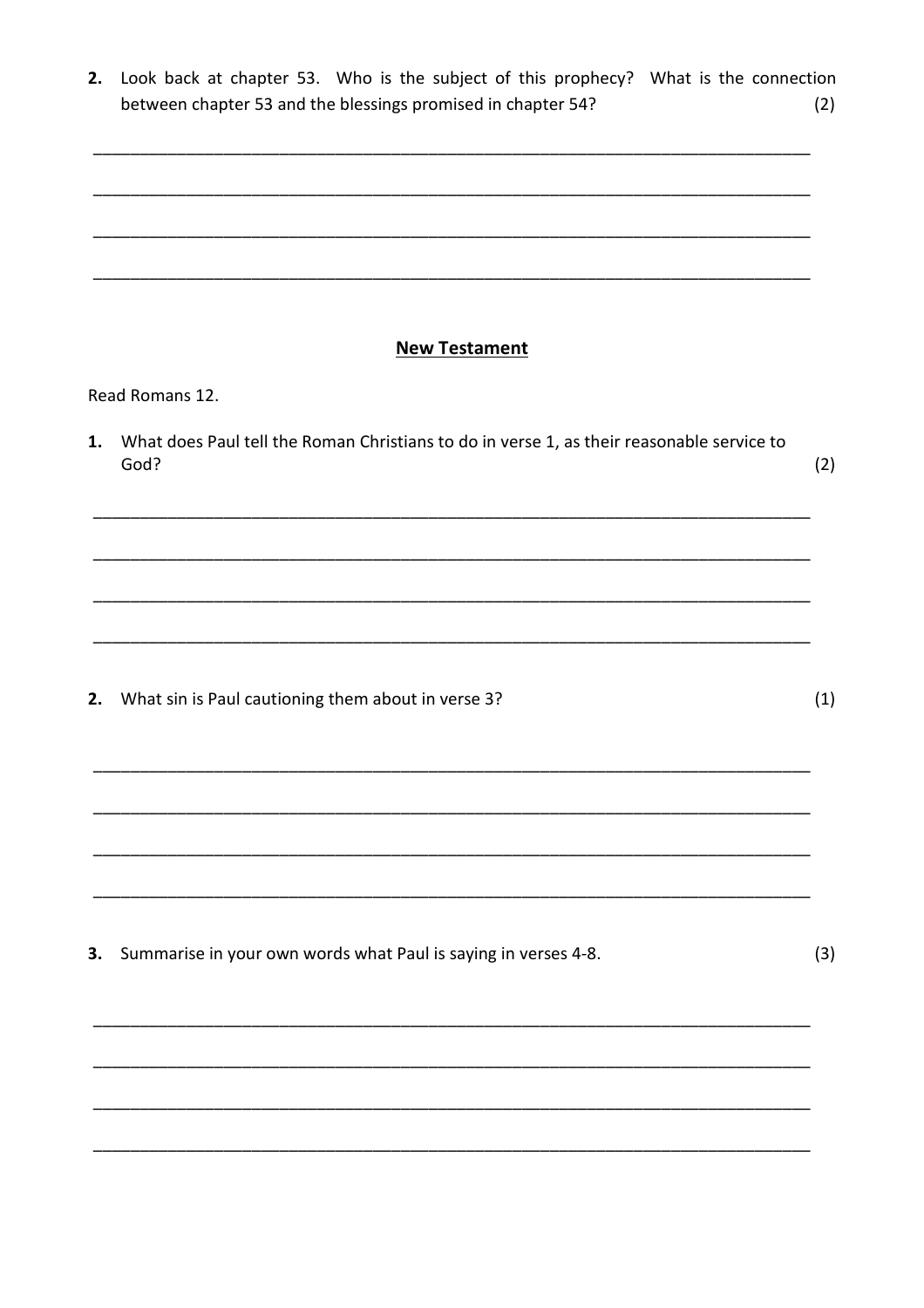**2.** Look back at chapter 53. Who is the subject of this prophecy? What is the connection between chapter 53 and the blessings promised in chapter 54? (2)

________________________________________________________________________________

________________________________________________________________________________

________________________________________________________________________________

________________________________________________________________________________

## New Testament

Read Romans 12.

**1.** What does Paul tell the Roman Christians to do in verse 1, as their reasonable service to God? (2)

________________________________________________________________________________

________________________________________________________________________________

________________________________________________________________________________

________________________________________________________________________________

**2.** What sin is Paul cautioning them about in verse 3? (1)

________________________________________________________________________________

________________________________________________________________________________

________________________________________________________________________________

________________________________________________________________________________

**3.** Summarise in your own words what Paul is saying in verses 4-8. (3)

________________________________________________________________________________

________________________________________________________________________________

________________________________________________________________________________

________________________________________________________________________________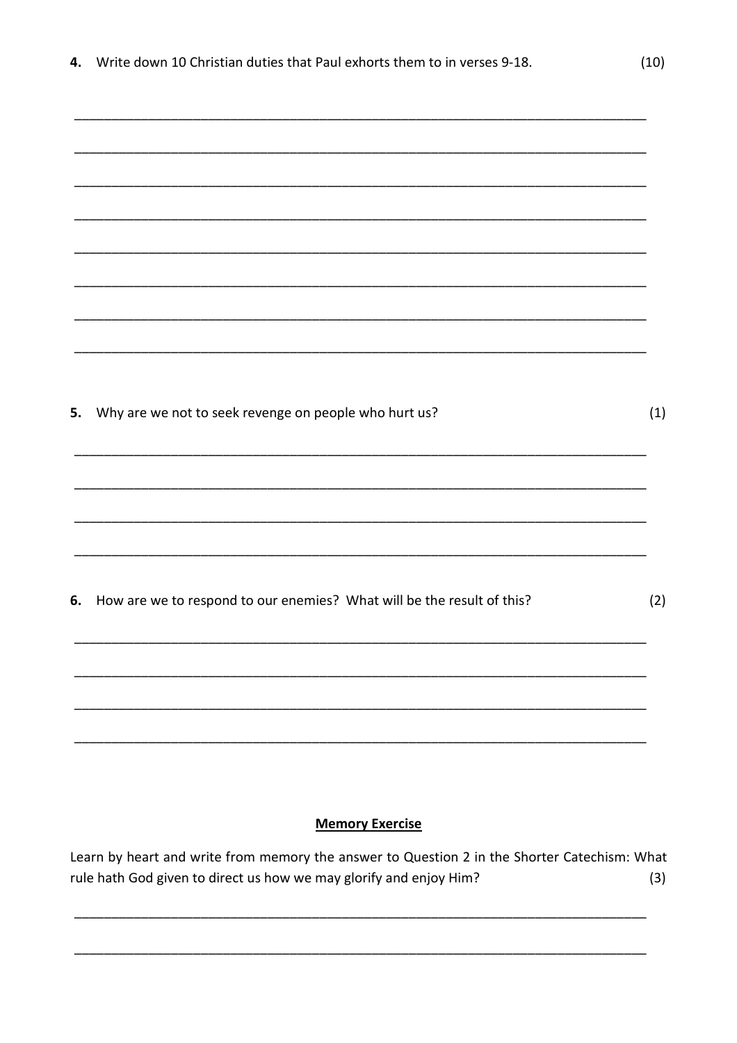**4.** Write down 10 Christian duties that Paul exhorts them to in verses 9-18. (10)

______________________________________________________________________________

______________________________________________________________________________

______________________________________________________________________________

______________________________________________________________________________

______________________________________________________________________________

______________________________________________________________________________

______________________________________________________________________________

______________________________________________________________________________

**5.** Why are we not to seek revenge on people who hurt us? (1)

______________________________________________________________________________

______________________________________________________________________________

______________________________________________________________________________

______________________________________________________________________________

**6.** How are we to respond to our enemies? What will be the result of this? (2)

______________________________________________________________________________

______________________________________________________________________________

______________________________________________________________________________

______________________________________________________________________________

## Memory Exercise

Learn by heart and write from memory the answer to Question 2 in the Shorter Catechism: What rule hath God given to direct us how we may glorify and enjoy Him? (3)

______________________________________________________________________________

______________________________________________________________________________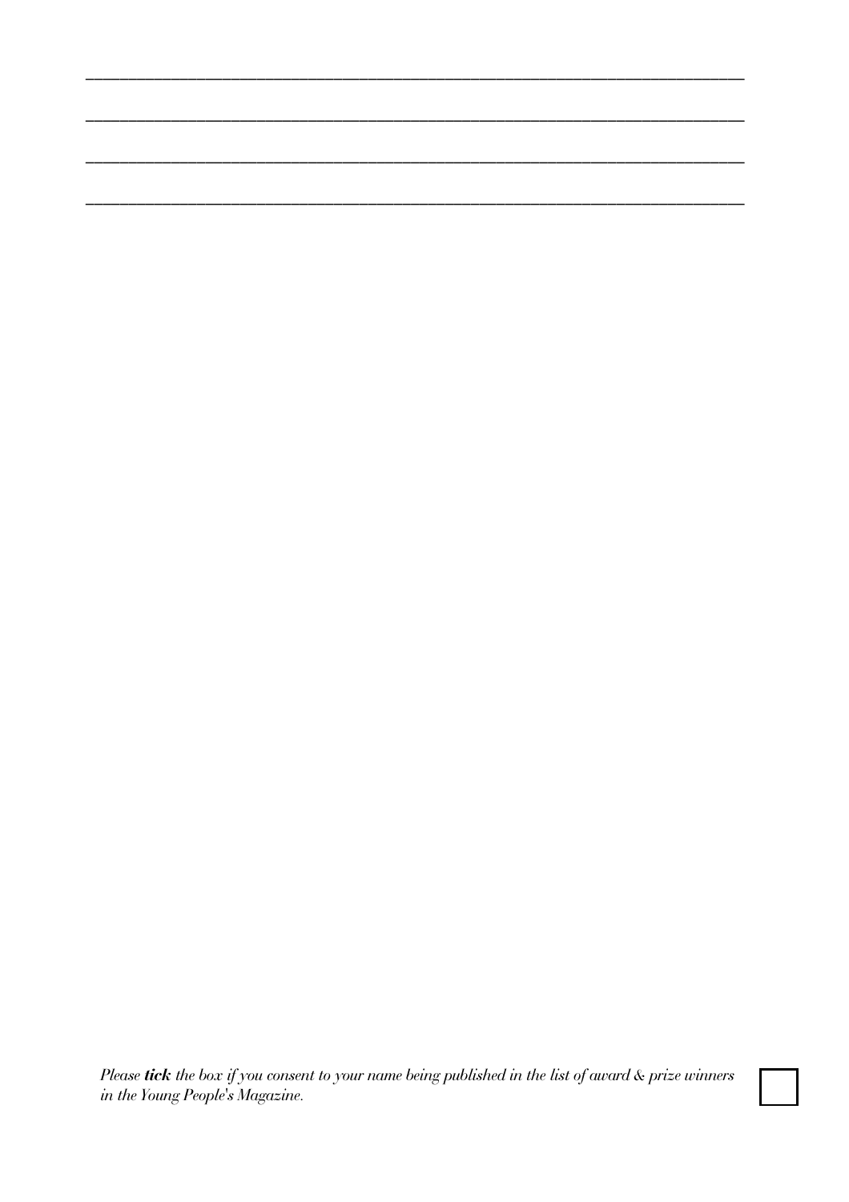___________________________________________________________________________

___________________________________________________________________________

___________________________________________________________________________

___________________________________________________________________________

*Please* ***tick*** *the box if you consent to your name being published in the list of award & prize winners in the Young People's Magazine.* ☐